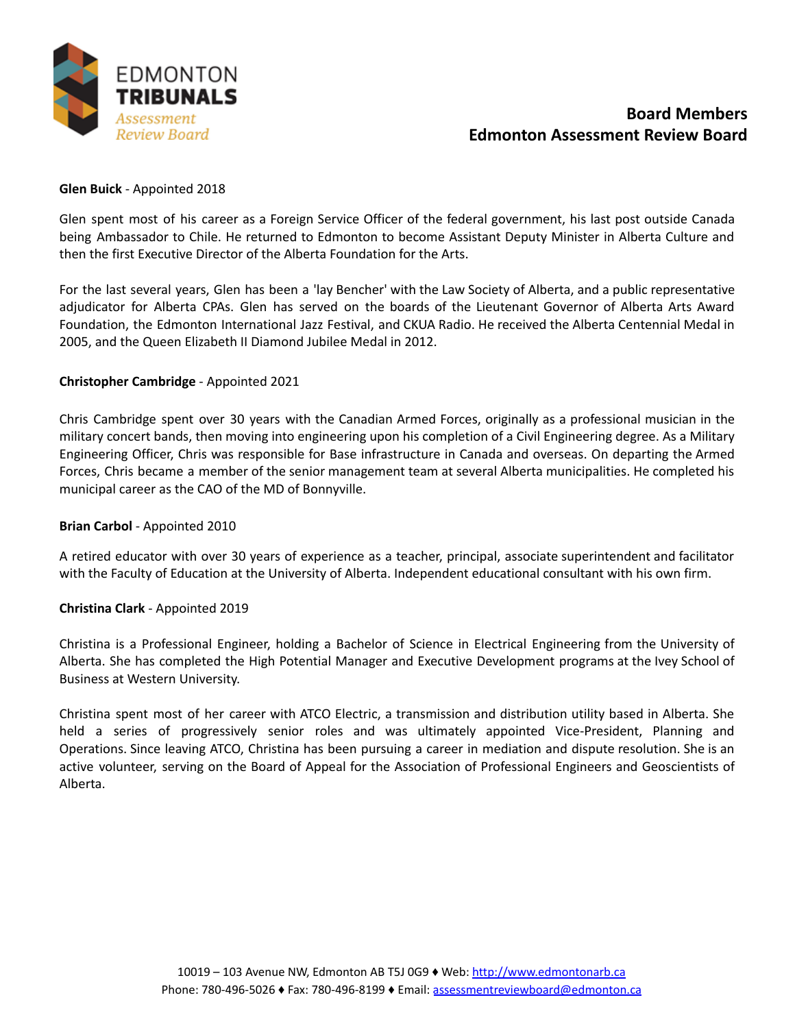EDMONTON TRIBUNALS
*Assessment Review Board*

# Board Members
# Edmonton Assessment Review Board

**Glen Buick** - Appointed 2018

Glen spent most of his career as a Foreign Service Officer of the federal government, his last post outside Canada being Ambassador to Chile. He returned to Edmonton to become Assistant Deputy Minister in Alberta Culture and then the first Executive Director of the Alberta Foundation for the Arts.

For the last several years, Glen has been a 'lay Bencher' with the Law Society of Alberta, and a public representative adjudicator for Alberta CPAs. Glen has served on the boards of the Lieutenant Governor of Alberta Arts Award Foundation, the Edmonton International Jazz Festival, and CKUA Radio. He received the Alberta Centennial Medal in 2005, and the Queen Elizabeth II Diamond Jubilee Medal in 2012.

**Christopher Cambridge** - Appointed 2021

Chris Cambridge spent over 30 years with the Canadian Armed Forces, originally as a professional musician in the military concert bands, then moving into engineering upon his completion of a Civil Engineering degree. As a Military Engineering Officer, Chris was responsible for Base infrastructure in Canada and overseas. On departing the Armed Forces, Chris became a member of the senior management team at several Alberta municipalities. He completed his municipal career as the CAO of the MD of Bonnyville.

**Brian Carbol** - Appointed 2010

A retired educator with over 30 years of experience as a teacher, principal, associate superintendent and facilitator with the Faculty of Education at the University of Alberta. Independent educational consultant with his own firm.

**Christina Clark** - Appointed 2019

Christina is a Professional Engineer, holding a Bachelor of Science in Electrical Engineering from the University of Alberta. She has completed the High Potential Manager and Executive Development programs at the Ivey School of Business at Western University.

Christina spent most of her career with ATCO Electric, a transmission and distribution utility based in Alberta. She held a series of progressively senior roles and was ultimately appointed Vice-President, Planning and Operations. Since leaving ATCO, Christina has been pursuing a career in mediation and dispute resolution. She is an active volunteer, serving on the Board of Appeal for the Association of Professional Engineers and Geoscientists of Alberta.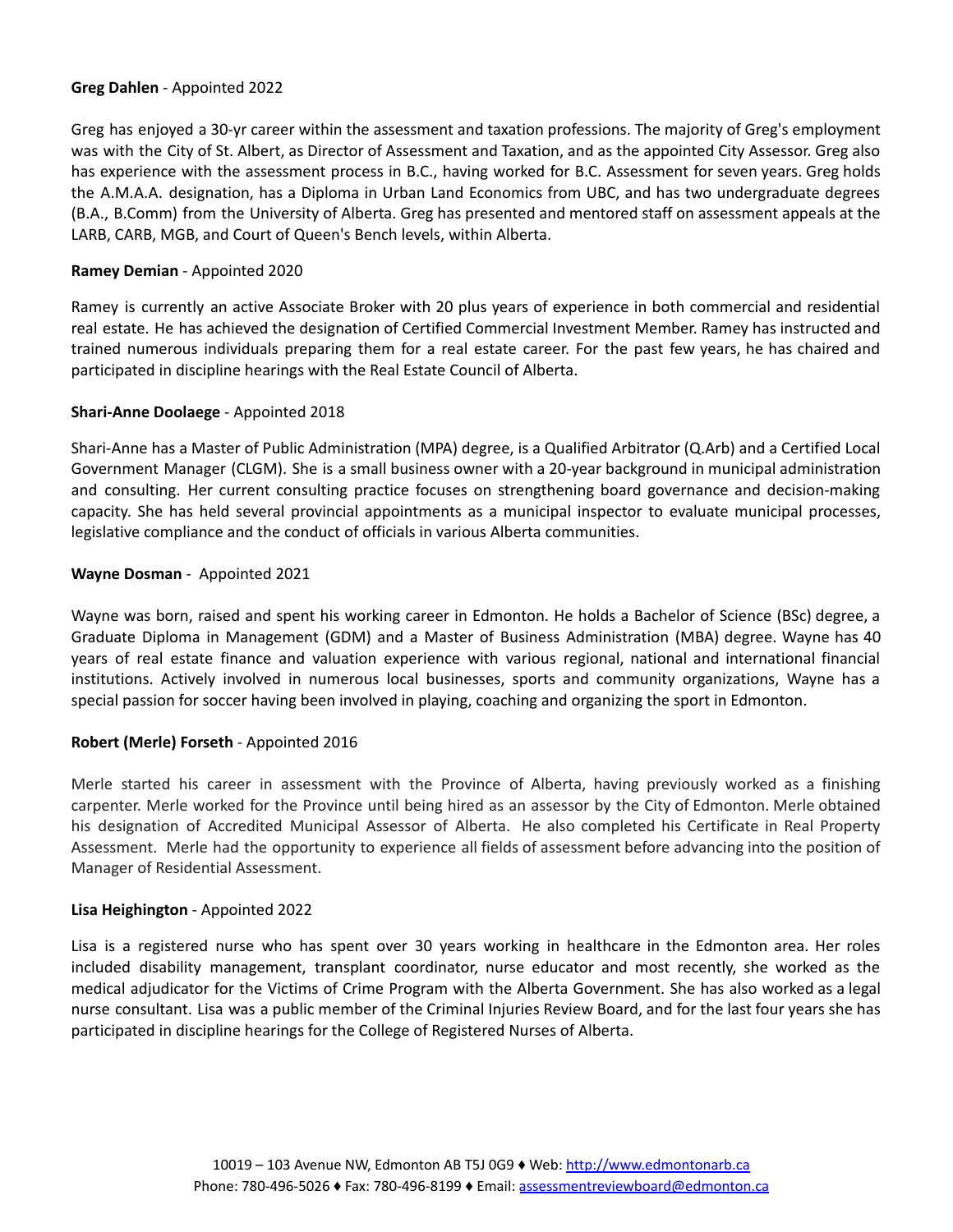**Greg Dahlen** - Appointed 2022

Greg has enjoyed a 30-yr career within the assessment and taxation professions. The majority of Greg's employment was with the City of St. Albert, as Director of Assessment and Taxation, and as the appointed City Assessor. Greg also has experience with the assessment process in B.C., having worked for B.C. Assessment for seven years. Greg holds the A.M.A.A. designation, has a Diploma in Urban Land Economics from UBC, and has two undergraduate degrees (B.A., B.Comm) from the University of Alberta. Greg has presented and mentored staff on assessment appeals at the LARB, CARB, MGB, and Court of Queen's Bench levels, within Alberta.

**Ramey Demian** - Appointed 2020

Ramey is currently an active Associate Broker with 20 plus years of experience in both commercial and residential real estate. He has achieved the designation of Certified Commercial Investment Member. Ramey has instructed and trained numerous individuals preparing them for a real estate career. For the past few years, he has chaired and participated in discipline hearings with the Real Estate Council of Alberta.

**Shari-Anne Doolaege** - Appointed 2018

Shari-Anne has a Master of Public Administration (MPA) degree, is a Qualified Arbitrator (Q.Arb) and a Certified Local Government Manager (CLGM). She is a small business owner with a 20-year background in municipal administration and consulting. Her current consulting practice focuses on strengthening board governance and decision-making capacity. She has held several provincial appointments as a municipal inspector to evaluate municipal processes, legislative compliance and the conduct of officials in various Alberta communities.

**Wayne Dosman** - Appointed 2021

Wayne was born, raised and spent his working career in Edmonton. He holds a Bachelor of Science (BSc) degree, a Graduate Diploma in Management (GDM) and a Master of Business Administration (MBA) degree. Wayne has 40 years of real estate finance and valuation experience with various regional, national and international financial institutions. Actively involved in numerous local businesses, sports and community organizations, Wayne has a special passion for soccer having been involved in playing, coaching and organizing the sport in Edmonton.

**Robert (Merle) Forseth** - Appointed 2016

Merle started his career in assessment with the Province of Alberta, having previously worked as a finishing carpenter. Merle worked for the Province until being hired as an assessor by the City of Edmonton. Merle obtained his designation of Accredited Municipal Assessor of Alberta. He also completed his Certificate in Real Property Assessment. Merle had the opportunity to experience all fields of assessment before advancing into the position of Manager of Residential Assessment.

**Lisa Heighington** - Appointed 2022

Lisa is a registered nurse who has spent over 30 years working in healthcare in the Edmonton area. Her roles included disability management, transplant coordinator, nurse educator and most recently, she worked as the medical adjudicator for the Victims of Crime Program with the Alberta Government. She has also worked as a legal nurse consultant. Lisa was a public member of the Criminal Injuries Review Board, and for the last four years she has participated in discipline hearings for the College of Registered Nurses of Alberta.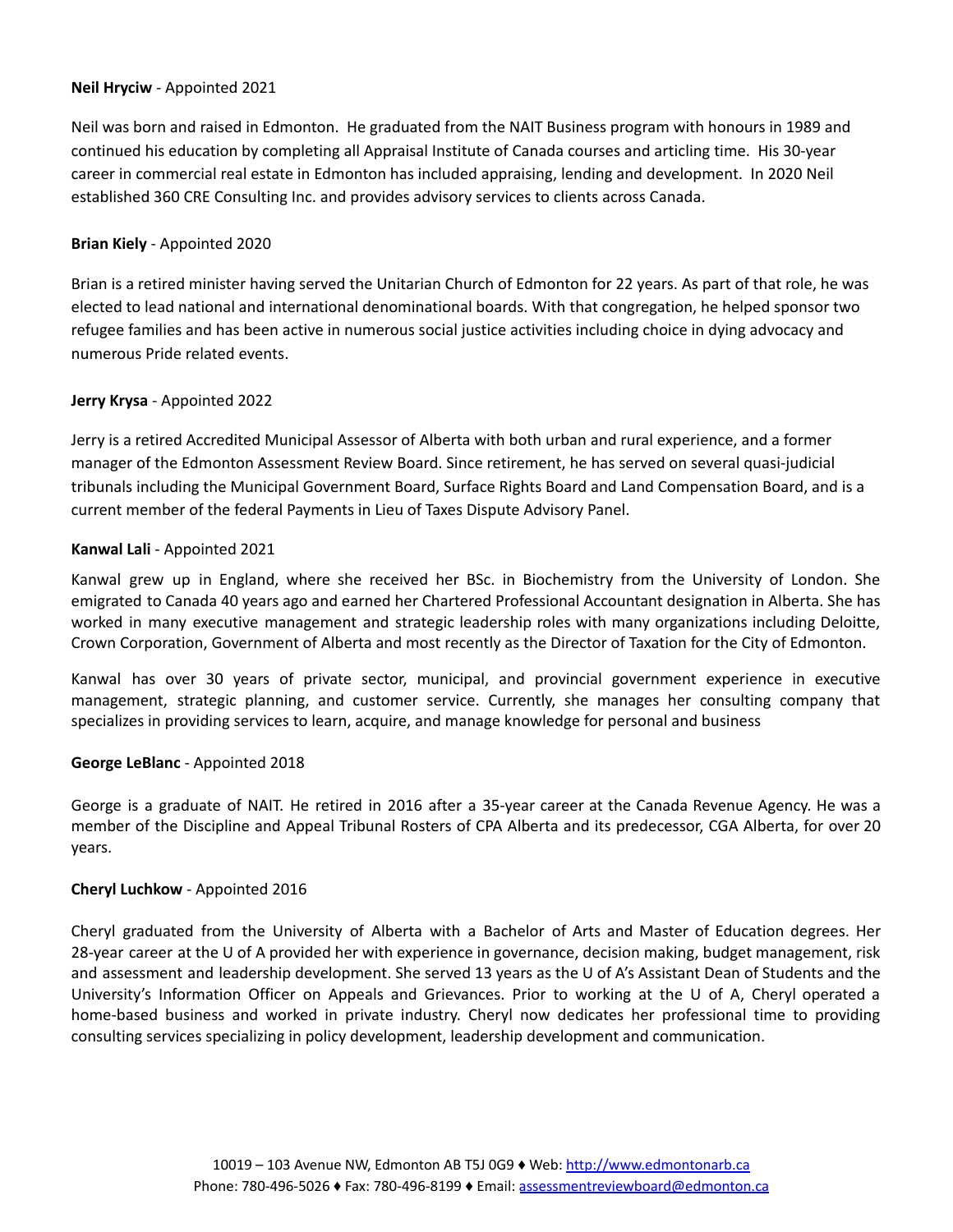**Neil Hryciw** - Appointed 2021

Neil was born and raised in Edmonton. He graduated from the NAIT Business program with honours in 1989 and continued his education by completing all Appraisal Institute of Canada courses and articling time. His 30-year career in commercial real estate in Edmonton has included appraising, lending and development. In 2020 Neil established 360 CRE Consulting Inc. and provides advisory services to clients across Canada.

**Brian Kiely** - Appointed 2020

Brian is a retired minister having served the Unitarian Church of Edmonton for 22 years. As part of that role, he was elected to lead national and international denominational boards. With that congregation, he helped sponsor two refugee families and has been active in numerous social justice activities including choice in dying advocacy and numerous Pride related events.

**Jerry Krysa** - Appointed 2022

Jerry is a retired Accredited Municipal Assessor of Alberta with both urban and rural experience, and a former manager of the Edmonton Assessment Review Board. Since retirement, he has served on several quasi-judicial tribunals including the Municipal Government Board, Surface Rights Board and Land Compensation Board, and is a current member of the federal Payments in Lieu of Taxes Dispute Advisory Panel.

**Kanwal Lali** - Appointed 2021

Kanwal grew up in England, where she received her BSc. in Biochemistry from the University of London. She emigrated to Canada 40 years ago and earned her Chartered Professional Accountant designation in Alberta. She has worked in many executive management and strategic leadership roles with many organizations including Deloitte, Crown Corporation, Government of Alberta and most recently as the Director of Taxation for the City of Edmonton.

Kanwal has over 30 years of private sector, municipal, and provincial government experience in executive management, strategic planning, and customer service. Currently, she manages her consulting company that specializes in providing services to learn, acquire, and manage knowledge for personal and business

**George LeBlanc** - Appointed 2018

George is a graduate of NAIT. He retired in 2016 after a 35-year career at the Canada Revenue Agency. He was a member of the Discipline and Appeal Tribunal Rosters of CPA Alberta and its predecessor, CGA Alberta, for over 20 years.

**Cheryl Luchkow** - Appointed 2016

Cheryl graduated from the University of Alberta with a Bachelor of Arts and Master of Education degrees. Her 28-year career at the U of A provided her with experience in governance, decision making, budget management, risk and assessment and leadership development. She served 13 years as the U of A's Assistant Dean of Students and the University's Information Officer on Appeals and Grievances. Prior to working at the U of A, Cheryl operated a home-based business and worked in private industry. Cheryl now dedicates her professional time to providing consulting services specializing in policy development, leadership development and communication.

10019 – 103 Avenue NW, Edmonton AB T5J 0G9 ♦ Web: http://www.edmontonarb.ca
Phone: 780-496-5026 ♦ Fax: 780-496-8199 ♦ Email: assessmentreviewboard@edmonton.ca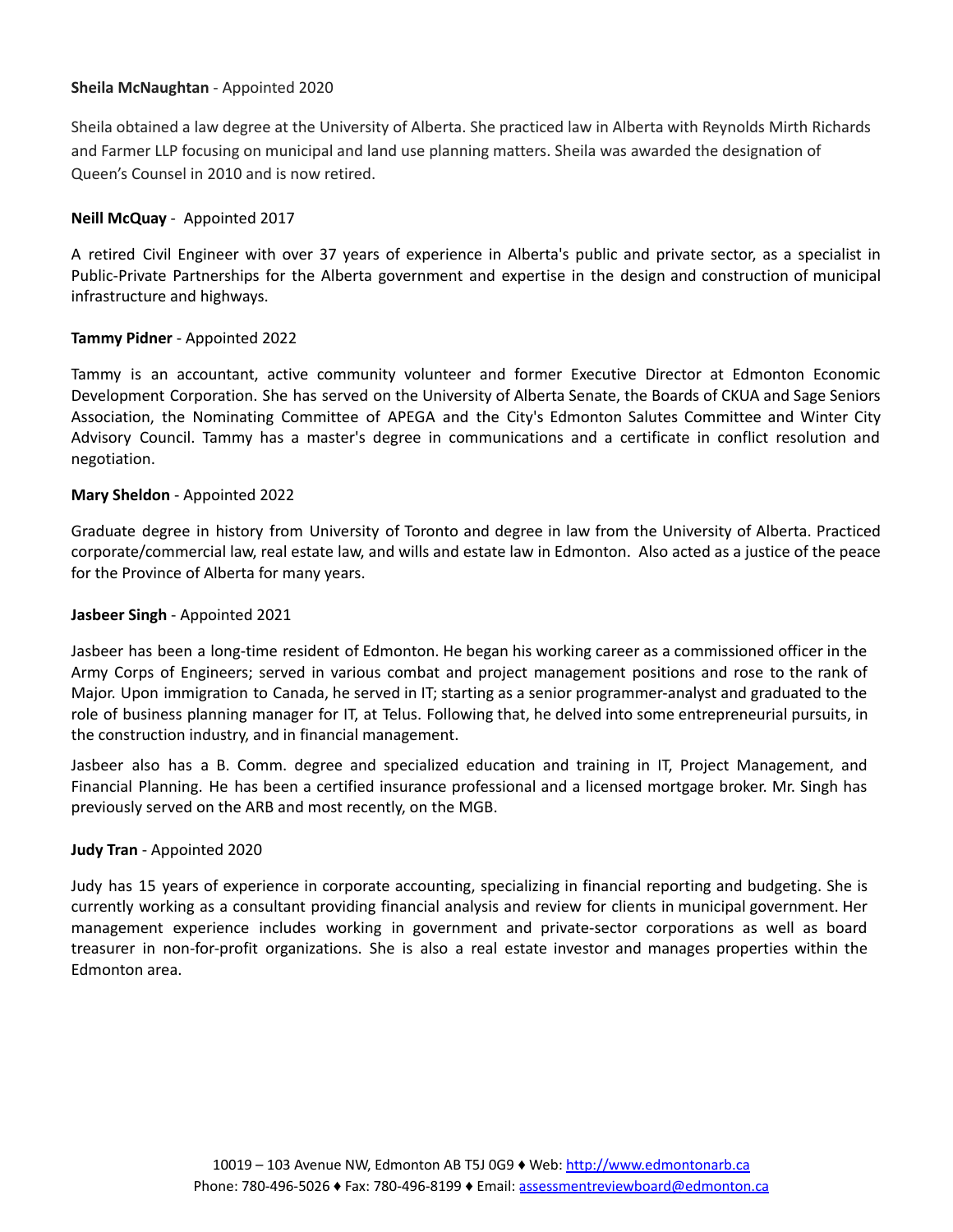**Sheila McNaughtan** - Appointed 2020

Sheila obtained a law degree at the University of Alberta. She practiced law in Alberta with Reynolds Mirth Richards and Farmer LLP focusing on municipal and land use planning matters. Sheila was awarded the designation of Queen's Counsel in 2010 and is now retired.

**Neill McQuay** - Appointed 2017

A retired Civil Engineer with over 37 years of experience in Alberta's public and private sector, as a specialist in Public-Private Partnerships for the Alberta government and expertise in the design and construction of municipal infrastructure and highways.

**Tammy Pidner** - Appointed 2022

Tammy is an accountant, active community volunteer and former Executive Director at Edmonton Economic Development Corporation. She has served on the University of Alberta Senate, the Boards of CKUA and Sage Seniors Association, the Nominating Committee of APEGA and the City's Edmonton Salutes Committee and Winter City Advisory Council. Tammy has a master's degree in communications and a certificate in conflict resolution and negotiation.

**Mary Sheldon** - Appointed 2022

Graduate degree in history from University of Toronto and degree in law from the University of Alberta. Practiced corporate/commercial law, real estate law, and wills and estate law in Edmonton. Also acted as a justice of the peace for the Province of Alberta for many years.

**Jasbeer Singh** - Appointed 2021

Jasbeer has been a long-time resident of Edmonton. He began his working career as a commissioned officer in the Army Corps of Engineers; served in various combat and project management positions and rose to the rank of Major. Upon immigration to Canada, he served in IT; starting as a senior programmer-analyst and graduated to the role of business planning manager for IT, at Telus. Following that, he delved into some entrepreneurial pursuits, in the construction industry, and in financial management.

Jasbeer also has a B. Comm. degree and specialized education and training in IT, Project Management, and Financial Planning. He has been a certified insurance professional and a licensed mortgage broker. Mr. Singh has previously served on the ARB and most recently, on the MGB.

**Judy Tran** - Appointed 2020

Judy has 15 years of experience in corporate accounting, specializing in financial reporting and budgeting. She is currently working as a consultant providing financial analysis and review for clients in municipal government. Her management experience includes working in government and private-sector corporations as well as board treasurer in non-for-profit organizations. She is also a real estate investor and manages properties within the Edmonton area.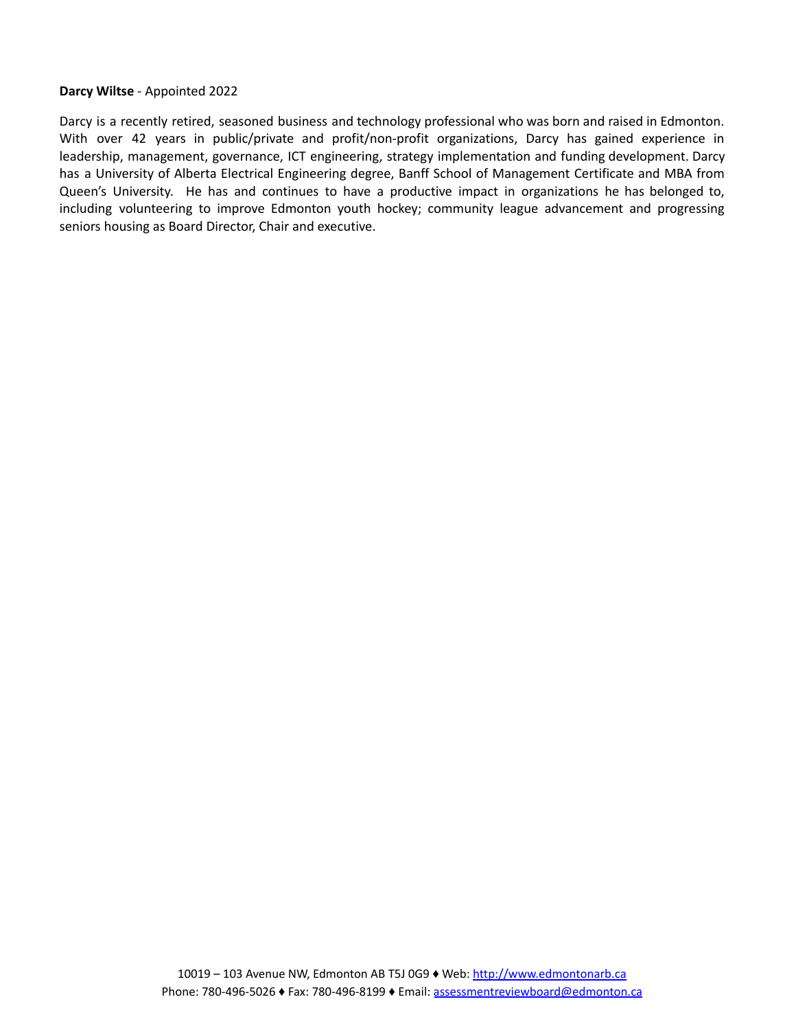**Darcy Wiltse** - Appointed 2022

Darcy is a recently retired, seasoned business and technology professional who was born and raised in Edmonton. With over 42 years in public/private and profit/non-profit organizations, Darcy has gained experience in leadership, management, governance, ICT engineering, strategy implementation and funding development. Darcy has a University of Alberta Electrical Engineering degree, Banff School of Management Certificate and MBA from Queen's University. He has and continues to have a productive impact in organizations he has belonged to, including volunteering to improve Edmonton youth hockey; community league advancement and progressing seniors housing as Board Director, Chair and executive.